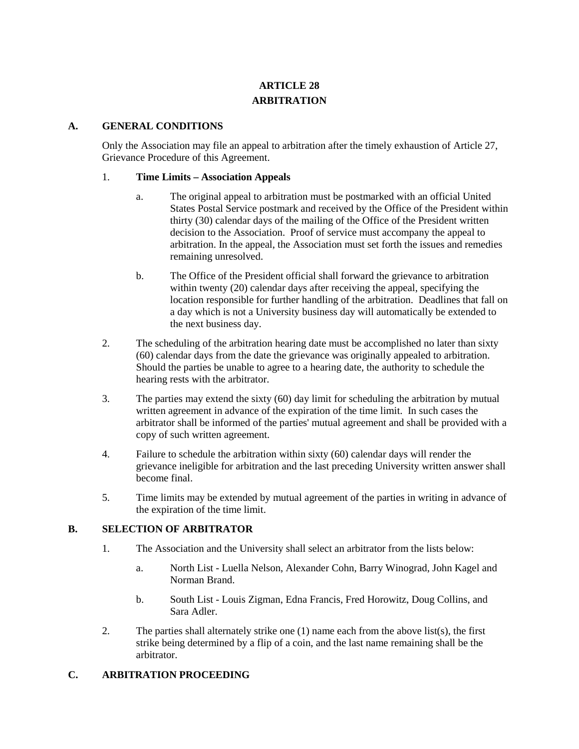# ARTICLE 28
# ARBITRATION

## A. GENERAL CONDITIONS

Only the Association may file an appeal to arbitration after the timely exhaustion of Article 27, Grievance Procedure of this Agreement.

1. **Time Limits – Association Appeals**

   a. The original appeal to arbitration must be postmarked with an official United States Postal Service postmark and received by the Office of the President within thirty (30) calendar days of the mailing of the Office of the President written decision to the Association. Proof of service must accompany the appeal to arbitration. In the appeal, the Association must set forth the issues and remedies remaining unresolved.

   b. The Office of the President official shall forward the grievance to arbitration within twenty (20) calendar days after receiving the appeal, specifying the location responsible for further handling of the arbitration. Deadlines that fall on a day which is not a University business day will automatically be extended to the next business day.

2. The scheduling of the arbitration hearing date must be accomplished no later than sixty (60) calendar days from the date the grievance was originally appealed to arbitration. Should the parties be unable to agree to a hearing date, the authority to schedule the hearing rests with the arbitrator.

3. The parties may extend the sixty (60) day limit for scheduling the arbitration by mutual written agreement in advance of the expiration of the time limit. In such cases the arbitrator shall be informed of the parties' mutual agreement and shall be provided with a copy of such written agreement.

4. Failure to schedule the arbitration within sixty (60) calendar days will render the grievance ineligible for arbitration and the last preceding University written answer shall become final.

5. Time limits may be extended by mutual agreement of the parties in writing in advance of the expiration of the time limit.

## B. SELECTION OF ARBITRATOR

1. The Association and the University shall select an arbitrator from the lists below:

   a. North List - Luella Nelson, Alexander Cohn, Barry Winograd, John Kagel and Norman Brand.

   b. South List - Louis Zigman, Edna Francis, Fred Horowitz, Doug Collins, and Sara Adler.

2. The parties shall alternately strike one (1) name each from the above list(s), the first strike being determined by a flip of a coin, and the last name remaining shall be the arbitrator.

## C. ARBITRATION PROCEEDING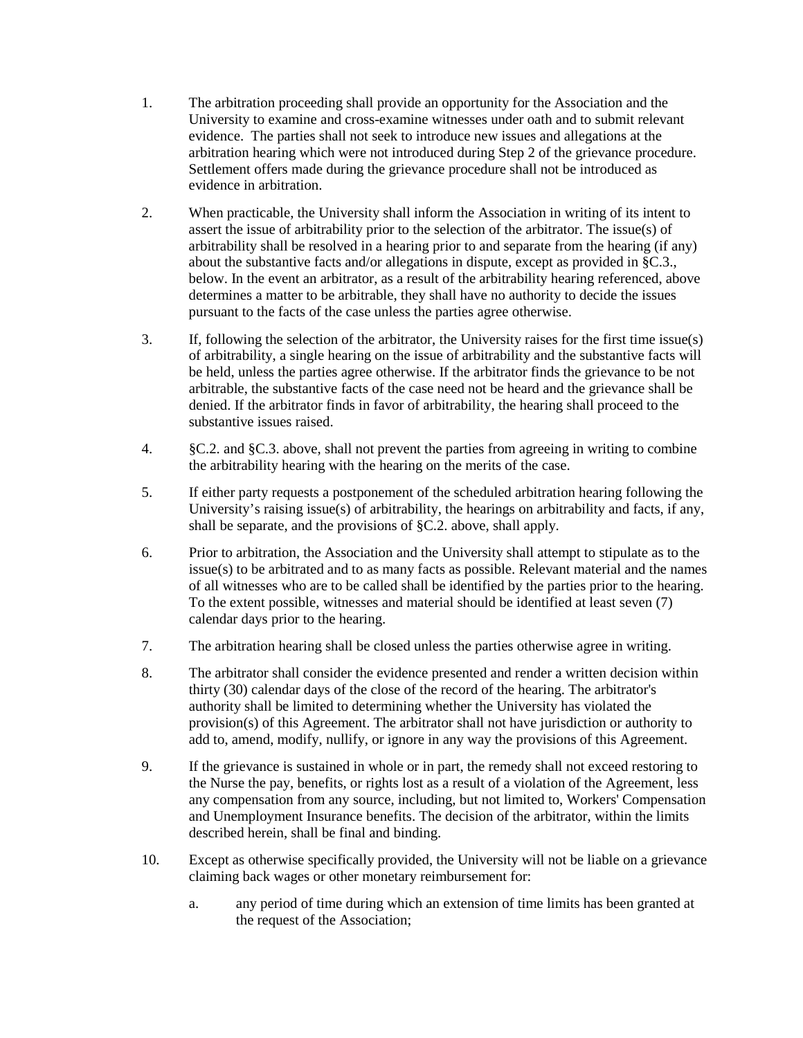1. The arbitration proceeding shall provide an opportunity for the Association and the University to examine and cross-examine witnesses under oath and to submit relevant evidence. The parties shall not seek to introduce new issues and allegations at the arbitration hearing which were not introduced during Step 2 of the grievance procedure. Settlement offers made during the grievance procedure shall not be introduced as evidence in arbitration.

2. When practicable, the University shall inform the Association in writing of its intent to assert the issue of arbitrability prior to the selection of the arbitrator. The issue(s) of arbitrability shall be resolved in a hearing prior to and separate from the hearing (if any) about the substantive facts and/or allegations in dispute, except as provided in §C.3., below. In the event an arbitrator, as a result of the arbitrability hearing referenced, above determines a matter to be arbitrable, they shall have no authority to decide the issues pursuant to the facts of the case unless the parties agree otherwise.

3. If, following the selection of the arbitrator, the University raises for the first time issue(s) of arbitrability, a single hearing on the issue of arbitrability and the substantive facts will be held, unless the parties agree otherwise. If the arbitrator finds the grievance to be not arbitrable, the substantive facts of the case need not be heard and the grievance shall be denied. If the arbitrator finds in favor of arbitrability, the hearing shall proceed to the substantive issues raised.

4. §C.2. and §C.3. above, shall not prevent the parties from agreeing in writing to combine the arbitrability hearing with the hearing on the merits of the case.

5. If either party requests a postponement of the scheduled arbitration hearing following the University's raising issue(s) of arbitrability, the hearings on arbitrability and facts, if any, shall be separate, and the provisions of §C.2. above, shall apply.

6. Prior to arbitration, the Association and the University shall attempt to stipulate as to the issue(s) to be arbitrated and to as many facts as possible. Relevant material and the names of all witnesses who are to be called shall be identified by the parties prior to the hearing. To the extent possible, witnesses and material should be identified at least seven (7) calendar days prior to the hearing.

7. The arbitration hearing shall be closed unless the parties otherwise agree in writing.

8. The arbitrator shall consider the evidence presented and render a written decision within thirty (30) calendar days of the close of the record of the hearing. The arbitrator's authority shall be limited to determining whether the University has violated the provision(s) of this Agreement. The arbitrator shall not have jurisdiction or authority to add to, amend, modify, nullify, or ignore in any way the provisions of this Agreement.

9. If the grievance is sustained in whole or in part, the remedy shall not exceed restoring to the Nurse the pay, benefits, or rights lost as a result of a violation of the Agreement, less any compensation from any source, including, but not limited to, Workers' Compensation and Unemployment Insurance benefits. The decision of the arbitrator, within the limits described herein, shall be final and binding.

10. Except as otherwise specifically provided, the University will not be liable on a grievance claiming back wages or other monetary reimbursement for:

    a. any period of time during which an extension of time limits has been granted at the request of the Association;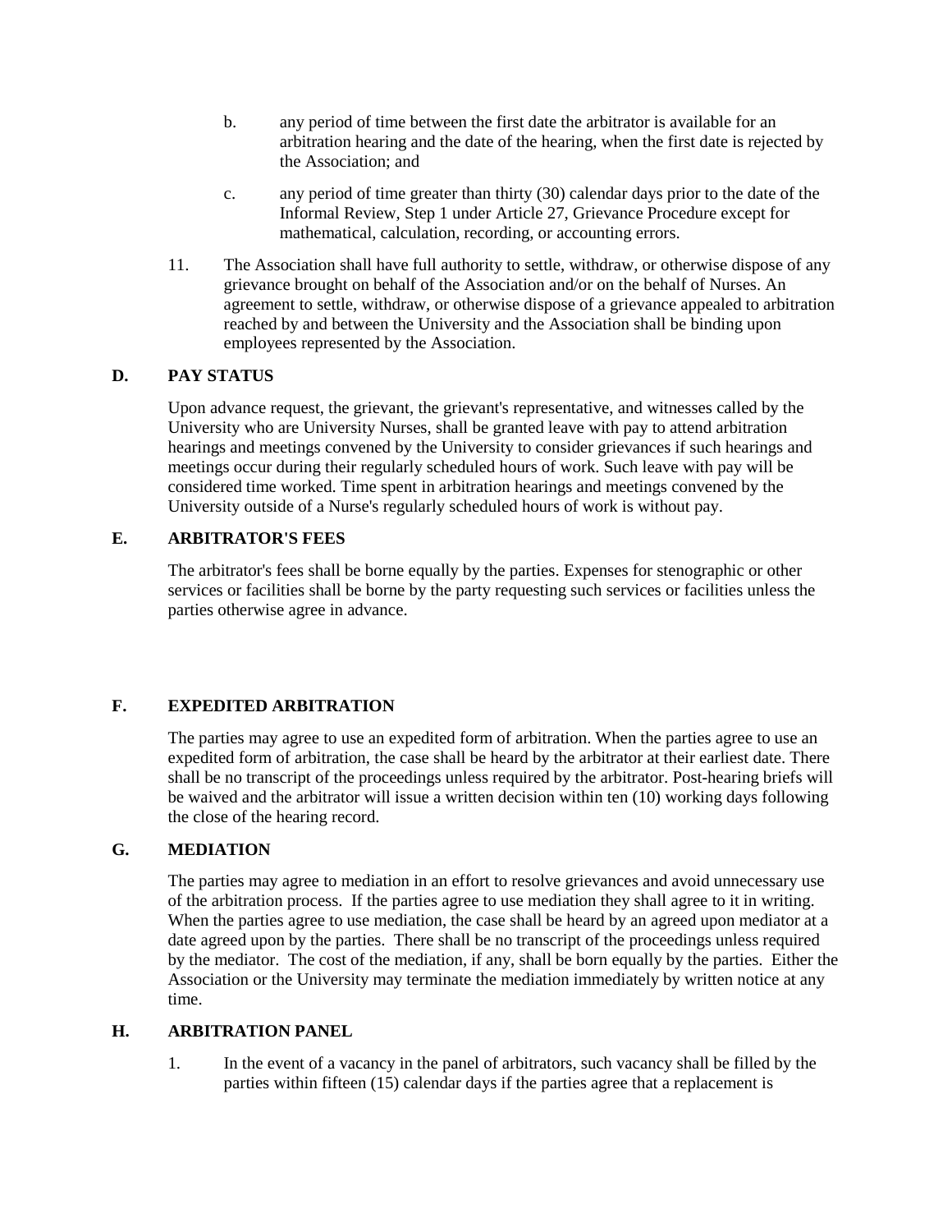b. any period of time between the first date the arbitrator is available for an arbitration hearing and the date of the hearing, when the first date is rejected by the Association; and

c. any period of time greater than thirty (30) calendar days prior to the date of the Informal Review, Step 1 under Article 27, Grievance Procedure except for mathematical, calculation, recording, or accounting errors.

11. The Association shall have full authority to settle, withdraw, or otherwise dispose of any grievance brought on behalf of the Association and/or on the behalf of Nurses. An agreement to settle, withdraw, or otherwise dispose of a grievance appealed to arbitration reached by and between the University and the Association shall be binding upon employees represented by the Association.

### D. PAY STATUS

Upon advance request, the grievant, the grievant's representative, and witnesses called by the University who are University Nurses, shall be granted leave with pay to attend arbitration hearings and meetings convened by the University to consider grievances if such hearings and meetings occur during their regularly scheduled hours of work. Such leave with pay will be considered time worked. Time spent in arbitration hearings and meetings convened by the University outside of a Nurse's regularly scheduled hours of work is without pay.

### E. ARBITRATOR'S FEES

The arbitrator's fees shall be borne equally by the parties. Expenses for stenographic or other services or facilities shall be borne by the party requesting such services or facilities unless the parties otherwise agree in advance.

### F. EXPEDITED ARBITRATION

The parties may agree to use an expedited form of arbitration. When the parties agree to use an expedited form of arbitration, the case shall be heard by the arbitrator at their earliest date. There shall be no transcript of the proceedings unless required by the arbitrator. Post-hearing briefs will be waived and the arbitrator will issue a written decision within ten (10) working days following the close of the hearing record.

### G. MEDIATION

The parties may agree to mediation in an effort to resolve grievances and avoid unnecessary use of the arbitration process. If the parties agree to use mediation they shall agree to it in writing. When the parties agree to use mediation, the case shall be heard by an agreed upon mediator at a date agreed upon by the parties. There shall be no transcript of the proceedings unless required by the mediator. The cost of the mediation, if any, shall be born equally by the parties. Either the Association or the University may terminate the mediation immediately by written notice at any time.

### H. ARBITRATION PANEL

1. In the event of a vacancy in the panel of arbitrators, such vacancy shall be filled by the parties within fifteen (15) calendar days if the parties agree that a replacement is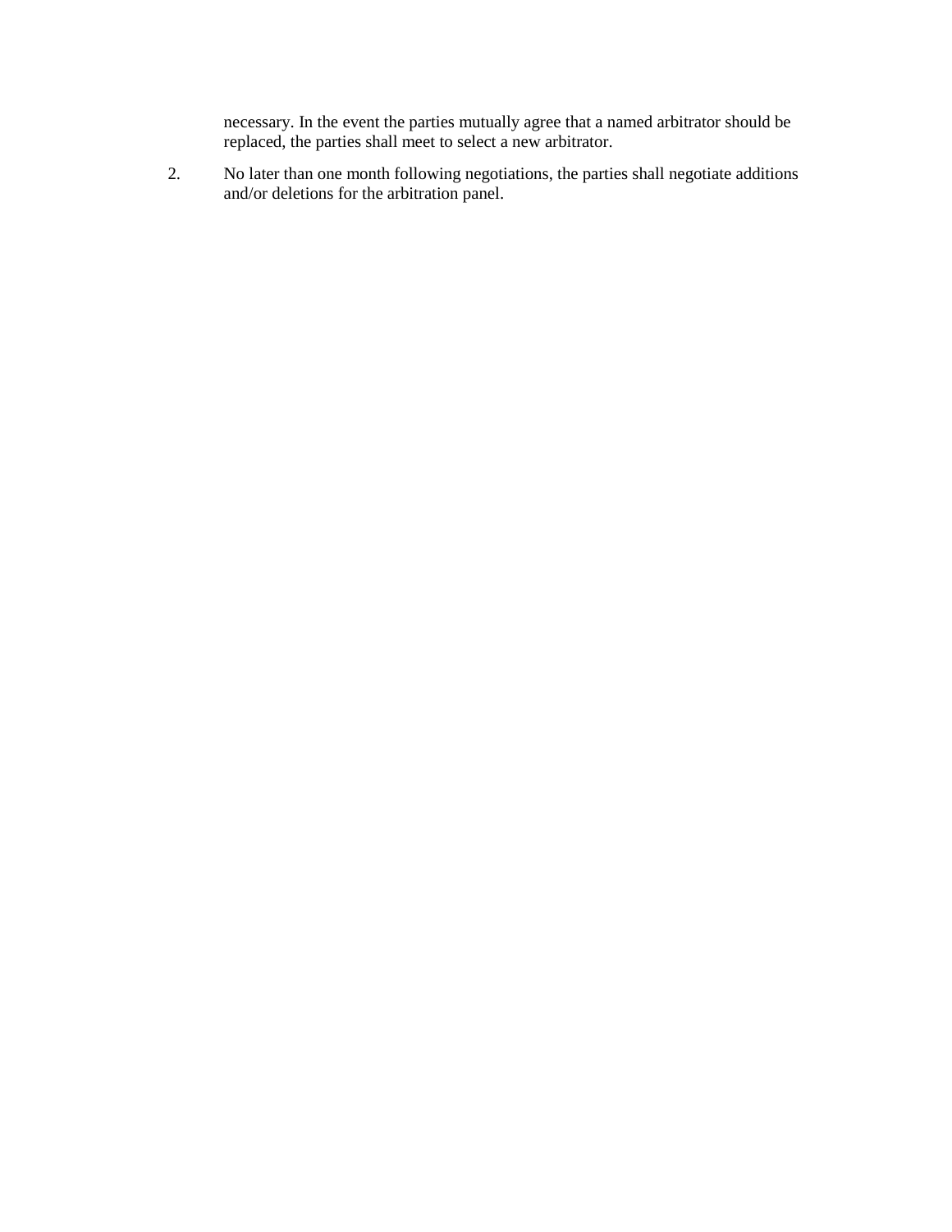necessary. In the event the parties mutually agree that a named arbitrator should be replaced, the parties shall meet to select a new arbitrator.

2. No later than one month following negotiations, the parties shall negotiate additions and/or deletions for the arbitration panel.